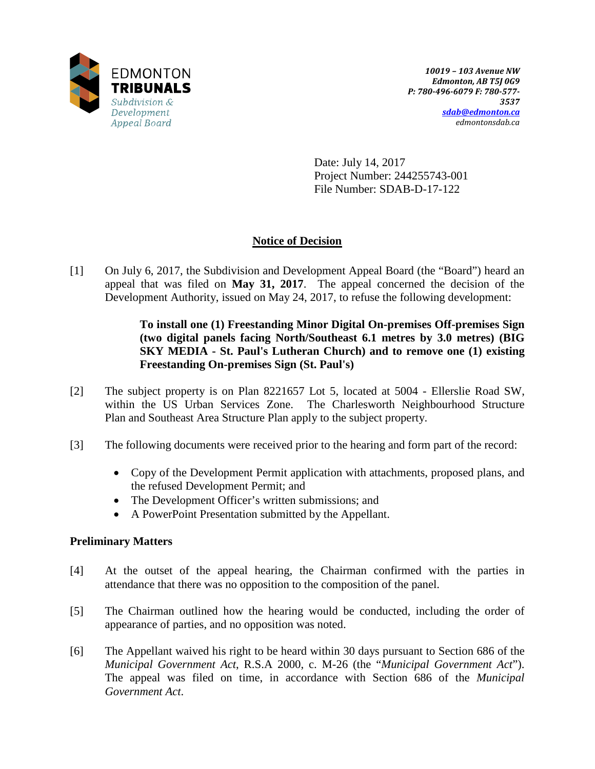EDMONTON **TRIBUNALS**
*Subdivision & Development Appeal Board*

*10019 – 103 Avenue NW*
*Edmonton, AB T5J 0G9*
*P: 780-496-6079 F: 780-577-3537*
*sdab@edmonton.ca*
*edmontonsdab.ca*

Date: July 14, 2017
Project Number: 244255743-001
File Number: SDAB-D-17-122

# Notice of Decision

[1] On July 6, 2017, the Subdivision and Development Appeal Board (the "Board") heard an appeal that was filed on **May 31, 2017**. The appeal concerned the decision of the Development Authority, issued on May 24, 2017, to refuse the following development:

> **To install one (1) Freestanding Minor Digital On-premises Off-premises Sign (two digital panels facing North/Southeast 6.1 metres by 3.0 metres) (BIG SKY MEDIA - St. Paul's Lutheran Church) and to remove one (1) existing Freestanding On-premises Sign (St. Paul's)**

[2] The subject property is on Plan 8221657 Lot 5, located at 5004 - Ellerslie Road SW, within the US Urban Services Zone. The Charlesworth Neighbourhood Structure Plan and Southeast Area Structure Plan apply to the subject property.

[3] The following documents were received prior to the hearing and form part of the record:

- Copy of the Development Permit application with attachments, proposed plans, and the refused Development Permit; and
- The Development Officer's written submissions; and
- A PowerPoint Presentation submitted by the Appellant.

## Preliminary Matters

[4] At the outset of the appeal hearing, the Chairman confirmed with the parties in attendance that there was no opposition to the composition of the panel.

[5] The Chairman outlined how the hearing would be conducted, including the order of appearance of parties, and no opposition was noted.

[6] The Appellant waived his right to be heard within 30 days pursuant to Section 686 of the *Municipal Government Act*, R.S.A 2000, c. M-26 (the "*Municipal Government Act*"). The appeal was filed on time, in accordance with Section 686 of the *Municipal Government Act*.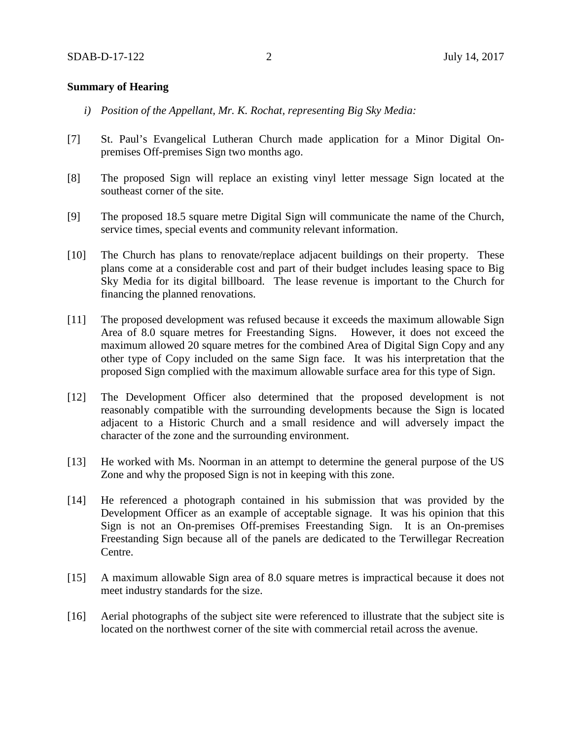**Summary of Hearing**

*i) Position of the Appellant, Mr. K. Rochat, representing Big Sky Media:*

[7] St. Paul's Evangelical Lutheran Church made application for a Minor Digital On-premises Off-premises Sign two months ago.

[8] The proposed Sign will replace an existing vinyl letter message Sign located at the southeast corner of the site.

[9] The proposed 18.5 square metre Digital Sign will communicate the name of the Church, service times, special events and community relevant information.

[10] The Church has plans to renovate/replace adjacent buildings on their property. These plans come at a considerable cost and part of their budget includes leasing space to Big Sky Media for its digital billboard. The lease revenue is important to the Church for financing the planned renovations.

[11] The proposed development was refused because it exceeds the maximum allowable Sign Area of 8.0 square metres for Freestanding Signs. However, it does not exceed the maximum allowed 20 square metres for the combined Area of Digital Sign Copy and any other type of Copy included on the same Sign face. It was his interpretation that the proposed Sign complied with the maximum allowable surface area for this type of Sign.

[12] The Development Officer also determined that the proposed development is not reasonably compatible with the surrounding developments because the Sign is located adjacent to a Historic Church and a small residence and will adversely impact the character of the zone and the surrounding environment.

[13] He worked with Ms. Noorman in an attempt to determine the general purpose of the US Zone and why the proposed Sign is not in keeping with this zone.

[14] He referenced a photograph contained in his submission that was provided by the Development Officer as an example of acceptable signage. It was his opinion that this Sign is not an On-premises Off-premises Freestanding Sign. It is an On-premises Freestanding Sign because all of the panels are dedicated to the Terwillegar Recreation Centre.

[15] A maximum allowable Sign area of 8.0 square metres is impractical because it does not meet industry standards for the size.

[16] Aerial photographs of the subject site were referenced to illustrate that the subject site is located on the northwest corner of the site with commercial retail across the avenue.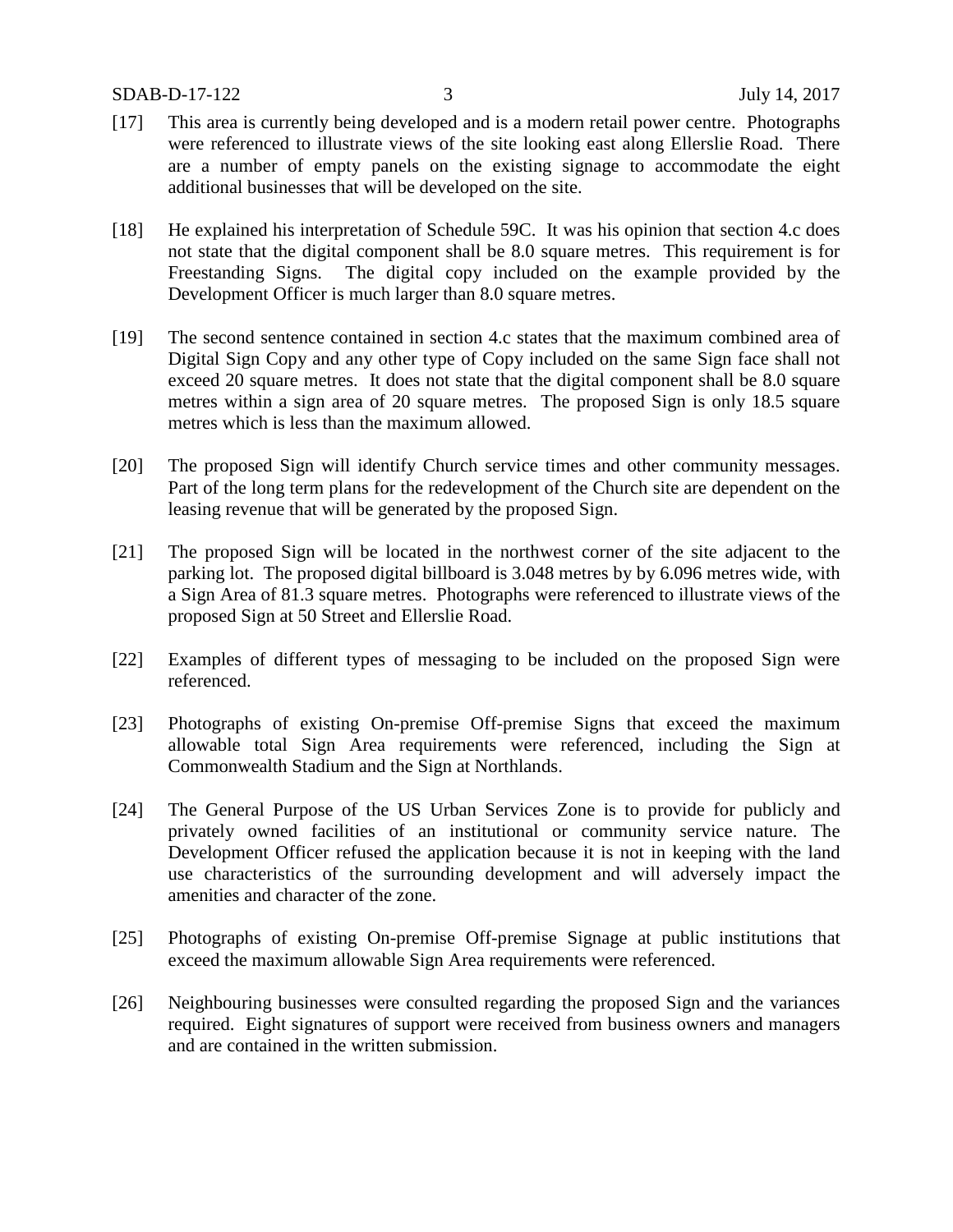[17] This area is currently being developed and is a modern retail power centre. Photographs were referenced to illustrate views of the site looking east along Ellerslie Road. There are a number of empty panels on the existing signage to accommodate the eight additional businesses that will be developed on the site.

[18] He explained his interpretation of Schedule 59C. It was his opinion that section 4.c does not state that the digital component shall be 8.0 square metres. This requirement is for Freestanding Signs. The digital copy included on the example provided by the Development Officer is much larger than 8.0 square metres.

[19] The second sentence contained in section 4.c states that the maximum combined area of Digital Sign Copy and any other type of Copy included on the same Sign face shall not exceed 20 square metres. It does not state that the digital component shall be 8.0 square metres within a sign area of 20 square metres. The proposed Sign is only 18.5 square metres which is less than the maximum allowed.

[20] The proposed Sign will identify Church service times and other community messages. Part of the long term plans for the redevelopment of the Church site are dependent on the leasing revenue that will be generated by the proposed Sign.

[21] The proposed Sign will be located in the northwest corner of the site adjacent to the parking lot. The proposed digital billboard is 3.048 metres by by 6.096 metres wide, with a Sign Area of 81.3 square metres. Photographs were referenced to illustrate views of the proposed Sign at 50 Street and Ellerslie Road.

[22] Examples of different types of messaging to be included on the proposed Sign were referenced.

[23] Photographs of existing On-premise Off-premise Signs that exceed the maximum allowable total Sign Area requirements were referenced, including the Sign at Commonwealth Stadium and the Sign at Northlands.

[24] The General Purpose of the US Urban Services Zone is to provide for publicly and privately owned facilities of an institutional or community service nature. The Development Officer refused the application because it is not in keeping with the land use characteristics of the surrounding development and will adversely impact the amenities and character of the zone.

[25] Photographs of existing On-premise Off-premise Signage at public institutions that exceed the maximum allowable Sign Area requirements were referenced.

[26] Neighbouring businesses were consulted regarding the proposed Sign and the variances required. Eight signatures of support were received from business owners and managers and are contained in the written submission.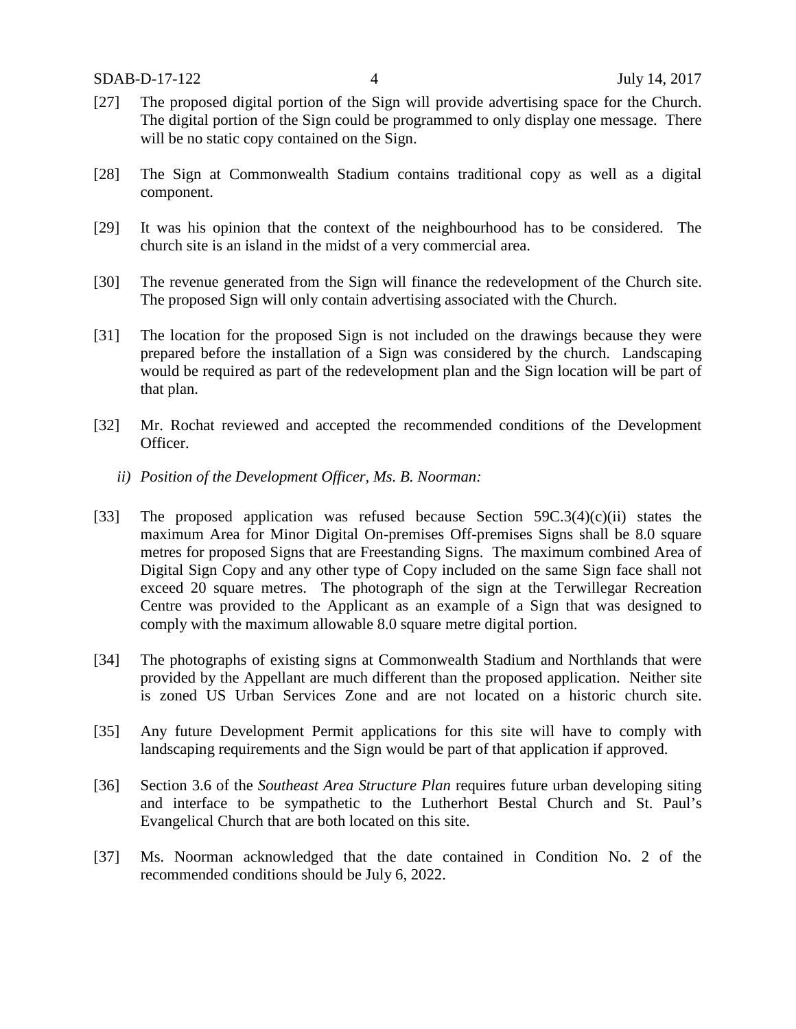[27] The proposed digital portion of the Sign will provide advertising space for the Church. The digital portion of the Sign could be programmed to only display one message. There will be no static copy contained on the Sign.

[28] The Sign at Commonwealth Stadium contains traditional copy as well as a digital component.

[29] It was his opinion that the context of the neighbourhood has to be considered. The church site is an island in the midst of a very commercial area.

[30] The revenue generated from the Sign will finance the redevelopment of the Church site. The proposed Sign will only contain advertising associated with the Church.

[31] The location for the proposed Sign is not included on the drawings because they were prepared before the installation of a Sign was considered by the church. Landscaping would be required as part of the redevelopment plan and the Sign location will be part of that plan.

[32] Mr. Rochat reviewed and accepted the recommended conditions of the Development Officer.

*ii) Position of the Development Officer, Ms. B. Noorman:*

[33] The proposed application was refused because Section 59C.3(4)(c)(ii) states the maximum Area for Minor Digital On-premises Off-premises Signs shall be 8.0 square metres for proposed Signs that are Freestanding Signs. The maximum combined Area of Digital Sign Copy and any other type of Copy included on the same Sign face shall not exceed 20 square metres. The photograph of the sign at the Terwillegar Recreation Centre was provided to the Applicant as an example of a Sign that was designed to comply with the maximum allowable 8.0 square metre digital portion.

[34] The photographs of existing signs at Commonwealth Stadium and Northlands that were provided by the Appellant are much different than the proposed application. Neither site is zoned US Urban Services Zone and are not located on a historic church site.

[35] Any future Development Permit applications for this site will have to comply with landscaping requirements and the Sign would be part of that application if approved.

[36] Section 3.6 of the *Southeast Area Structure Plan* requires future urban developing siting and interface to be sympathetic to the Lutherhort Bestal Church and St. Paul's Evangelical Church that are both located on this site.

[37] Ms. Noorman acknowledged that the date contained in Condition No. 2 of the recommended conditions should be July 6, 2022.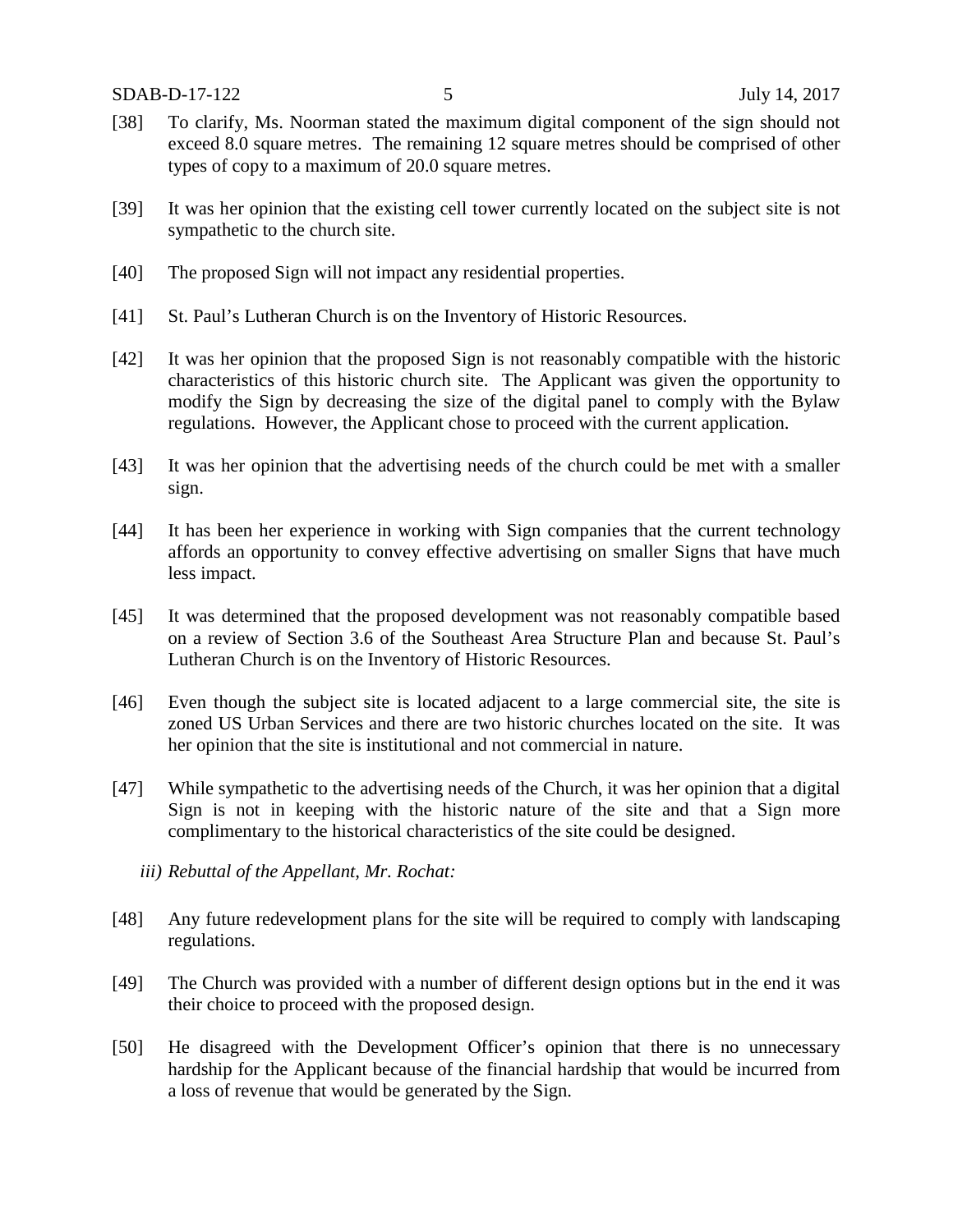[38] To clarify, Ms. Noorman stated the maximum digital component of the sign should not exceed 8.0 square metres. The remaining 12 square metres should be comprised of other types of copy to a maximum of 20.0 square metres.

[39] It was her opinion that the existing cell tower currently located on the subject site is not sympathetic to the church site.

[40] The proposed Sign will not impact any residential properties.

[41] St. Paul's Lutheran Church is on the Inventory of Historic Resources.

[42] It was her opinion that the proposed Sign is not reasonably compatible with the historic characteristics of this historic church site. The Applicant was given the opportunity to modify the Sign by decreasing the size of the digital panel to comply with the Bylaw regulations. However, the Applicant chose to proceed with the current application.

[43] It was her opinion that the advertising needs of the church could be met with a smaller sign.

[44] It has been her experience in working with Sign companies that the current technology affords an opportunity to convey effective advertising on smaller Signs that have much less impact.

[45] It was determined that the proposed development was not reasonably compatible based on a review of Section 3.6 of the Southeast Area Structure Plan and because St. Paul's Lutheran Church is on the Inventory of Historic Resources.

[46] Even though the subject site is located adjacent to a large commercial site, the site is zoned US Urban Services and there are two historic churches located on the site. It was her opinion that the site is institutional and not commercial in nature.

[47] While sympathetic to the advertising needs of the Church, it was her opinion that a digital Sign is not in keeping with the historic nature of the site and that a Sign more complimentary to the historical characteristics of the site could be designed.

*iii) Rebuttal of the Appellant, Mr. Rochat:*

[48] Any future redevelopment plans for the site will be required to comply with landscaping regulations.

[49] The Church was provided with a number of different design options but in the end it was their choice to proceed with the proposed design.

[50] He disagreed with the Development Officer's opinion that there is no unnecessary hardship for the Applicant because of the financial hardship that would be incurred from a loss of revenue that would be generated by the Sign.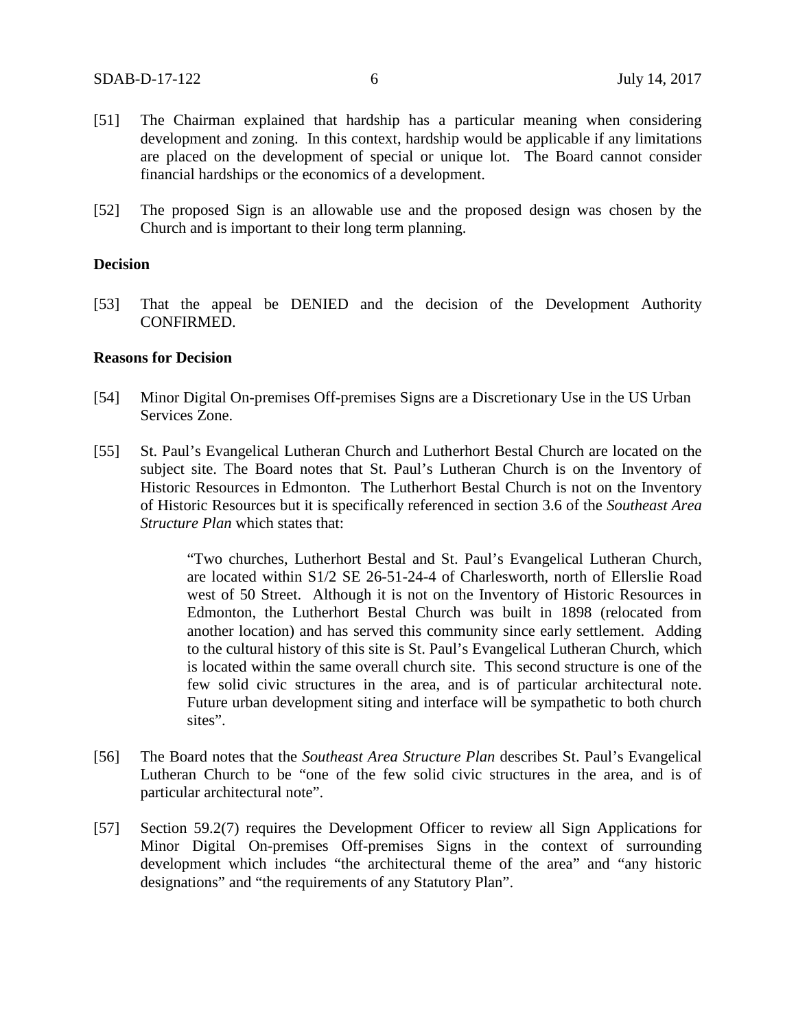[51] The Chairman explained that hardship has a particular meaning when considering development and zoning. In this context, hardship would be applicable if any limitations are placed on the development of special or unique lot. The Board cannot consider financial hardships or the economics of a development.

[52] The proposed Sign is an allowable use and the proposed design was chosen by the Church and is important to their long term planning.

**Decision**

[53] That the appeal be DENIED and the decision of the Development Authority CONFIRMED.

**Reasons for Decision**

[54] Minor Digital On-premises Off-premises Signs are a Discretionary Use in the US Urban Services Zone.

[55] St. Paul's Evangelical Lutheran Church and Lutherhort Bestal Church are located on the subject site. The Board notes that St. Paul's Lutheran Church is on the Inventory of Historic Resources in Edmonton. The Lutherhort Bestal Church is not on the Inventory of Historic Resources but it is specifically referenced in section 3.6 of the *Southeast Area Structure Plan* which states that:

> "Two churches, Lutherhort Bestal and St. Paul's Evangelical Lutheran Church, are located within S1/2 SE 26-51-24-4 of Charlesworth, north of Ellerslie Road west of 50 Street. Although it is not on the Inventory of Historic Resources in Edmonton, the Lutherhort Bestal Church was built in 1898 (relocated from another location) and has served this community since early settlement. Adding to the cultural history of this site is St. Paul's Evangelical Lutheran Church, which is located within the same overall church site. This second structure is one of the few solid civic structures in the area, and is of particular architectural note. Future urban development siting and interface will be sympathetic to both church sites".

[56] The Board notes that the *Southeast Area Structure Plan* describes St. Paul's Evangelical Lutheran Church to be "one of the few solid civic structures in the area, and is of particular architectural note".

[57] Section 59.2(7) requires the Development Officer to review all Sign Applications for Minor Digital On-premises Off-premises Signs in the context of surrounding development which includes "the architectural theme of the area" and "any historic designations" and "the requirements of any Statutory Plan".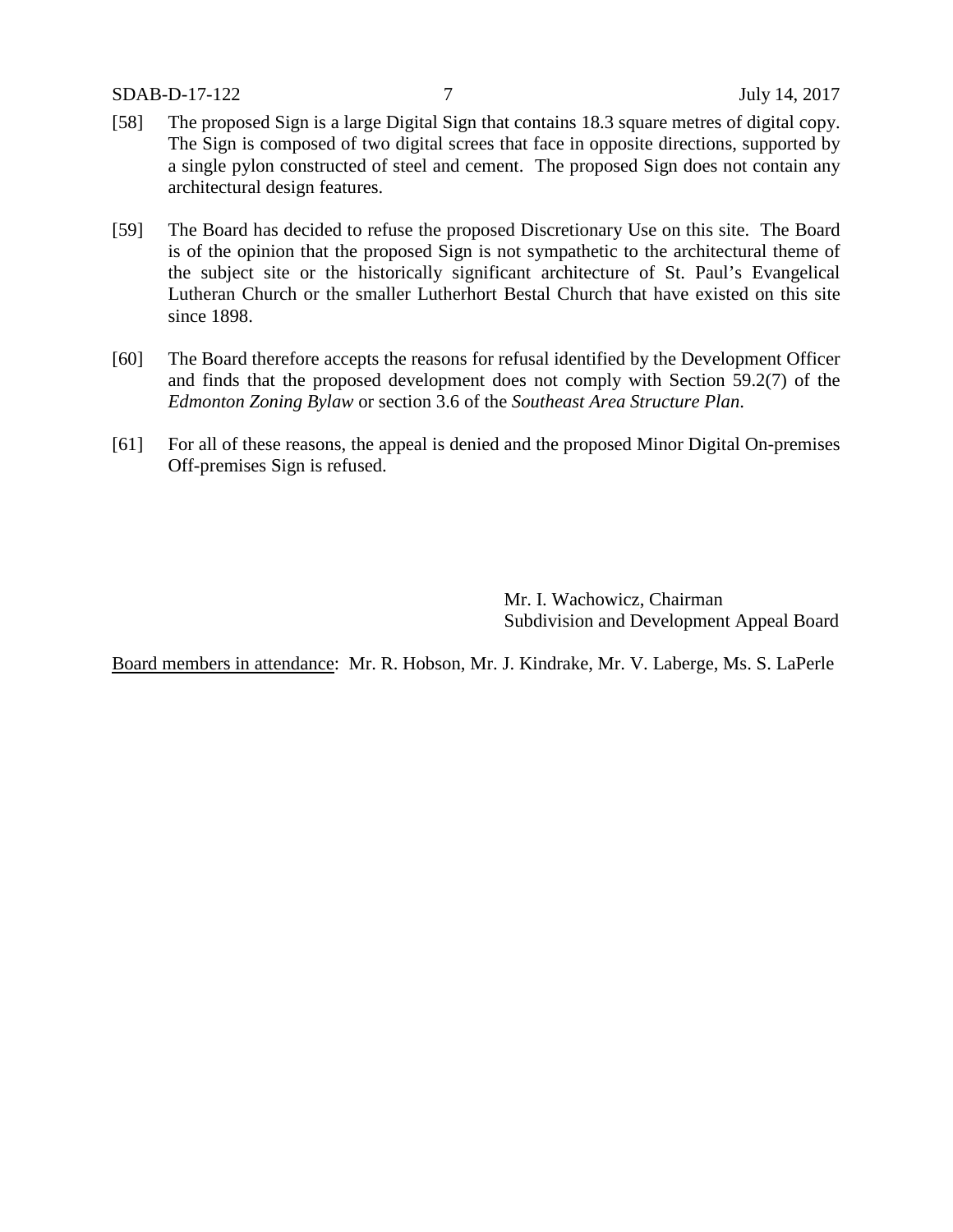[58] The proposed Sign is a large Digital Sign that contains 18.3 square metres of digital copy. The Sign is composed of two digital screes that face in opposite directions, supported by a single pylon constructed of steel and cement. The proposed Sign does not contain any architectural design features.

[59] The Board has decided to refuse the proposed Discretionary Use on this site. The Board is of the opinion that the proposed Sign is not sympathetic to the architectural theme of the subject site or the historically significant architecture of St. Paul's Evangelical Lutheran Church or the smaller Lutherhort Bestal Church that have existed on this site since 1898.

[60] The Board therefore accepts the reasons for refusal identified by the Development Officer and finds that the proposed development does not comply with Section 59.2(7) of the *Edmonton Zoning Bylaw* or section 3.6 of the *Southeast Area Structure Plan*.

[61] For all of these reasons, the appeal is denied and the proposed Minor Digital On-premises Off-premises Sign is refused.

Mr. I. Wachowicz, Chairman
Subdivision and Development Appeal Board

<u>Board members in attendance</u>: Mr. R. Hobson, Mr. J. Kindrake, Mr. V. Laberge, Ms. S. LaPerle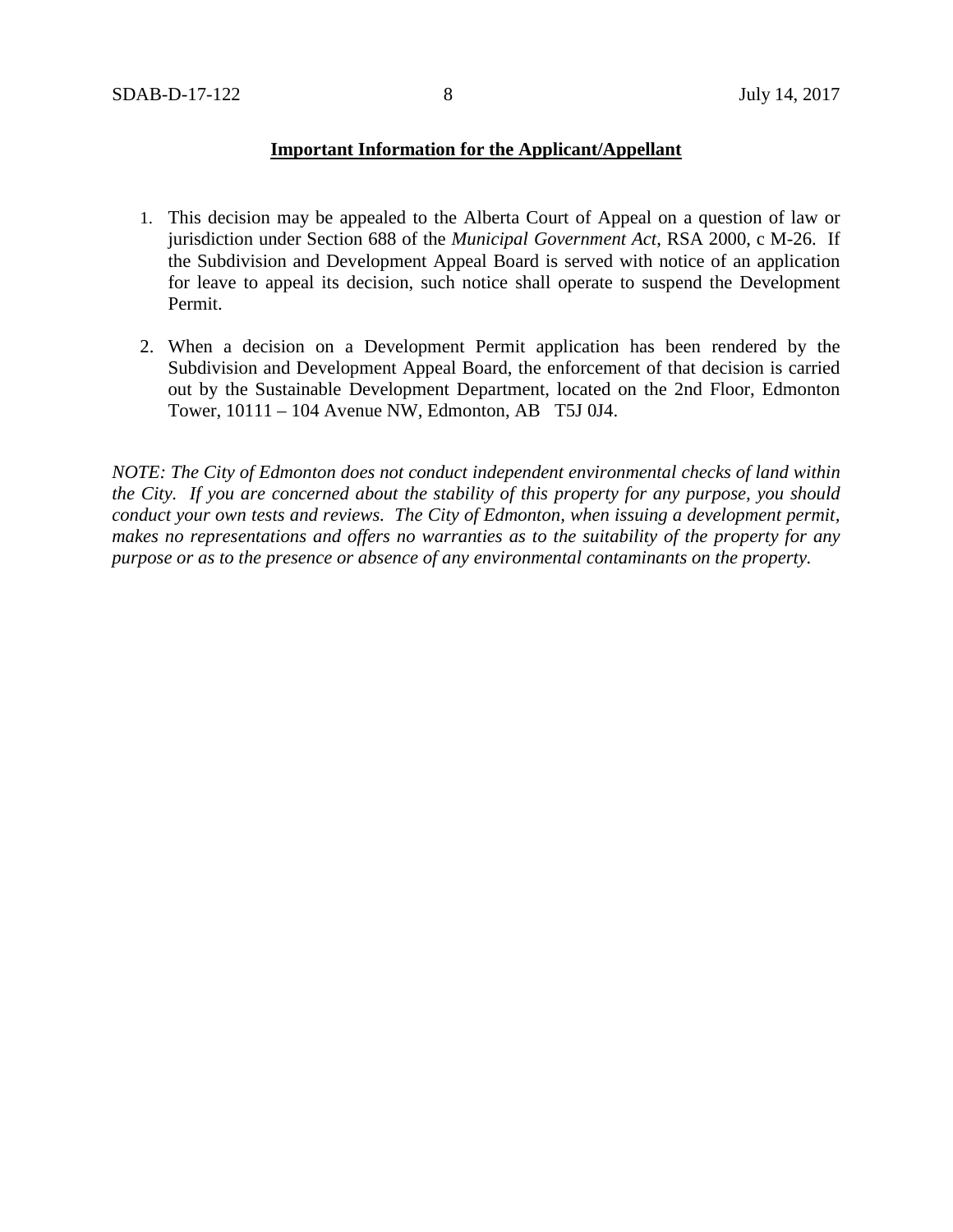**Important Information for the Applicant/Appellant**

1. This decision may be appealed to the Alberta Court of Appeal on a question of law or jurisdiction under Section 688 of the *Municipal Government Act*, RSA 2000, c M-26. If the Subdivision and Development Appeal Board is served with notice of an application for leave to appeal its decision, such notice shall operate to suspend the Development Permit.

2. When a decision on a Development Permit application has been rendered by the Subdivision and Development Appeal Board, the enforcement of that decision is carried out by the Sustainable Development Department, located on the 2nd Floor, Edmonton Tower, 10111 – 104 Avenue NW, Edmonton, AB T5J 0J4.

*NOTE: The City of Edmonton does not conduct independent environmental checks of land within the City. If you are concerned about the stability of this property for any purpose, you should conduct your own tests and reviews. The City of Edmonton, when issuing a development permit, makes no representations and offers no warranties as to the suitability of the property for any purpose or as to the presence or absence of any environmental contaminants on the property.*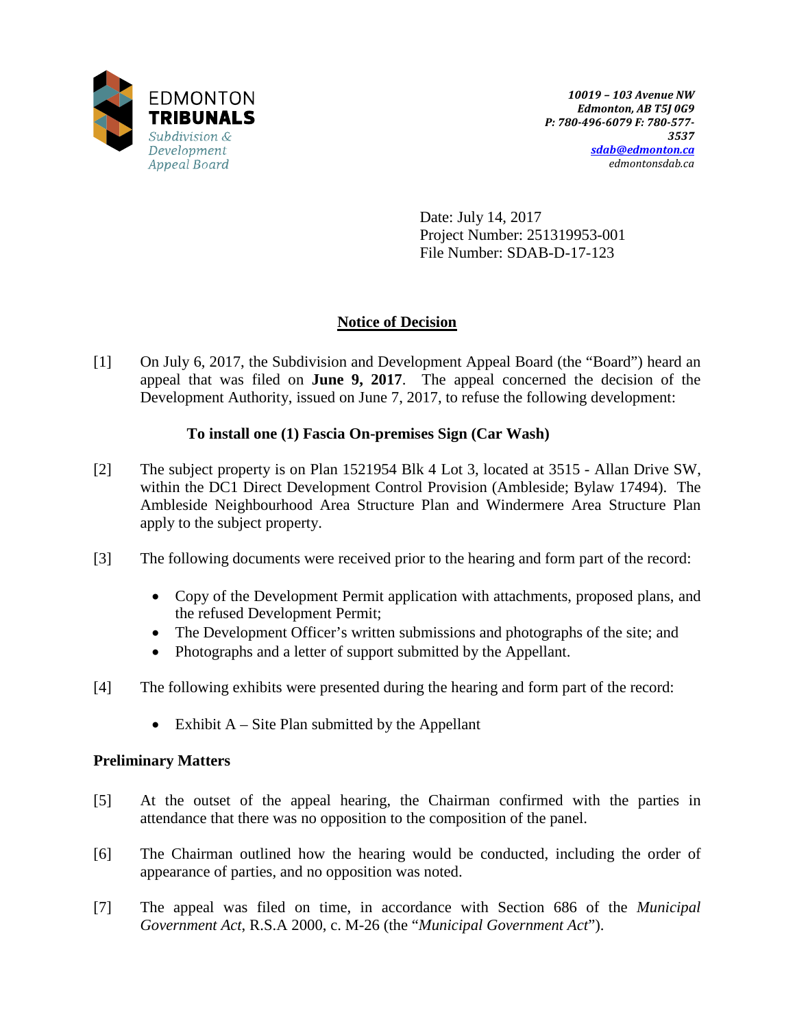EDMONTON **TRIBUNALS**
*Subdivision & Development Appeal Board*

*10019 – 103 Avenue NW*
*Edmonton, AB T5J 0G9*
*P: 780-496-6079 F: 780-577-3537*
*sdab@edmonton.ca*
*edmontonsdab.ca*

Date: July 14, 2017
Project Number: 251319953-001
File Number: SDAB-D-17-123

## Notice of Decision

[1] On July 6, 2017, the Subdivision and Development Appeal Board (the "Board") heard an appeal that was filed on **June 9, 2017**. The appeal concerned the decision of the Development Authority, issued on June 7, 2017, to refuse the following development:

**To install one (1) Fascia On-premises Sign (Car Wash)**

[2] The subject property is on Plan 1521954 Blk 4 Lot 3, located at 3515 - Allan Drive SW, within the DC1 Direct Development Control Provision (Ambleside; Bylaw 17494). The Ambleside Neighbourhood Area Structure Plan and Windermere Area Structure Plan apply to the subject property.

[3] The following documents were received prior to the hearing and form part of the record:

- Copy of the Development Permit application with attachments, proposed plans, and the refused Development Permit;
- The Development Officer's written submissions and photographs of the site; and
- Photographs and a letter of support submitted by the Appellant.

[4] The following exhibits were presented during the hearing and form part of the record:

- Exhibit A – Site Plan submitted by the Appellant

### Preliminary Matters

[5] At the outset of the appeal hearing, the Chairman confirmed with the parties in attendance that there was no opposition to the composition of the panel.

[6] The Chairman outlined how the hearing would be conducted, including the order of appearance of parties, and no opposition was noted.

[7] The appeal was filed on time, in accordance with Section 686 of the *Municipal Government Act*, R.S.A 2000, c. M-26 (the "*Municipal Government Act*").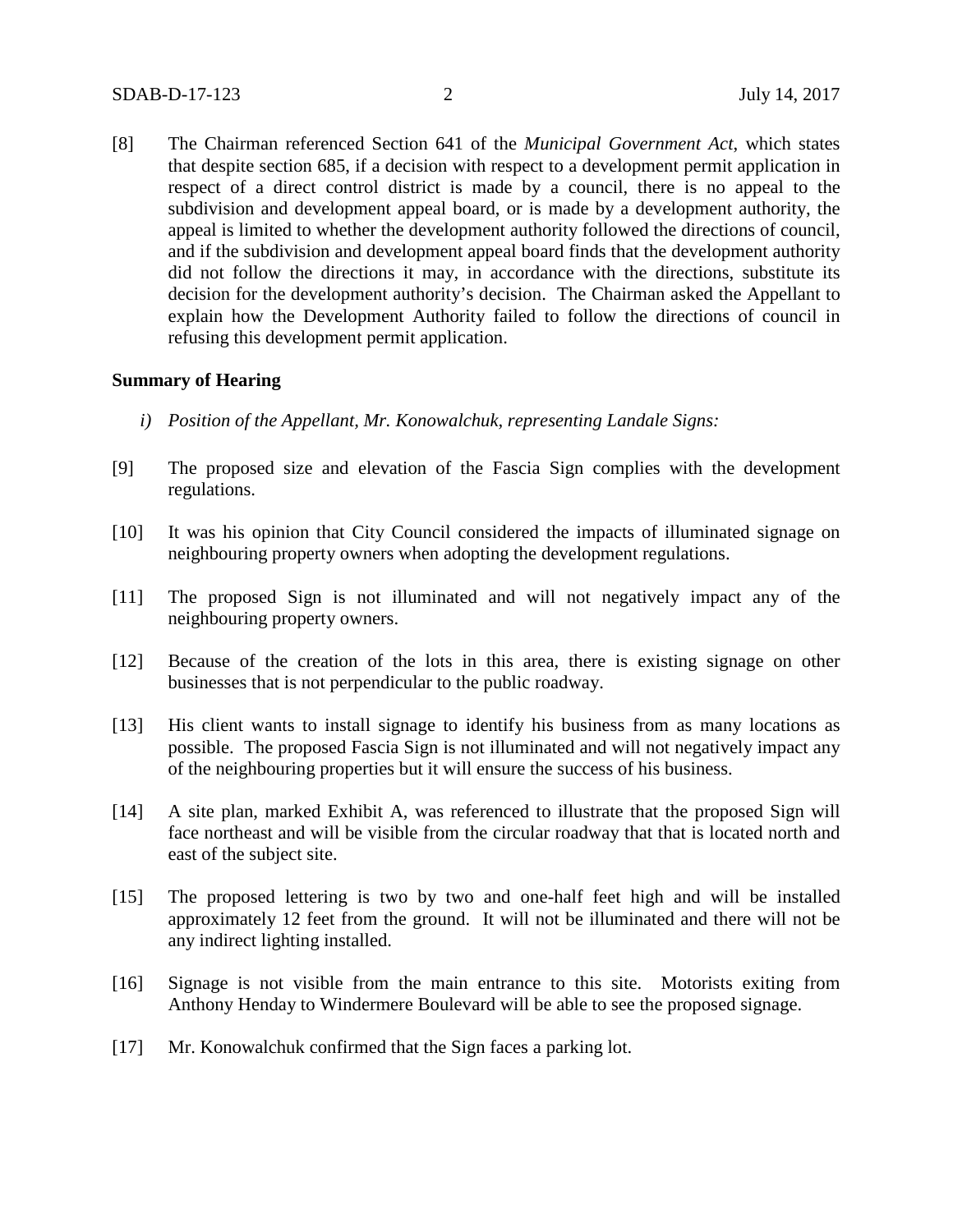[8] The Chairman referenced Section 641 of the *Municipal Government Act*, which states that despite section 685, if a decision with respect to a development permit application in respect of a direct control district is made by a council, there is no appeal to the subdivision and development appeal board, or is made by a development authority, the appeal is limited to whether the development authority followed the directions of council, and if the subdivision and development appeal board finds that the development authority did not follow the directions it may, in accordance with the directions, substitute its decision for the development authority's decision. The Chairman asked the Appellant to explain how the Development Authority failed to follow the directions of council in refusing this development permit application.

**Summary of Hearing**

*i) Position of the Appellant, Mr. Konowalchuk, representing Landale Signs:*

[9] The proposed size and elevation of the Fascia Sign complies with the development regulations.

[10] It was his opinion that City Council considered the impacts of illuminated signage on neighbouring property owners when adopting the development regulations.

[11] The proposed Sign is not illuminated and will not negatively impact any of the neighbouring property owners.

[12] Because of the creation of the lots in this area, there is existing signage on other businesses that is not perpendicular to the public roadway.

[13] His client wants to install signage to identify his business from as many locations as possible. The proposed Fascia Sign is not illuminated and will not negatively impact any of the neighbouring properties but it will ensure the success of his business.

[14] A site plan, marked Exhibit A, was referenced to illustrate that the proposed Sign will face northeast and will be visible from the circular roadway that that is located north and east of the subject site.

[15] The proposed lettering is two by two and one-half feet high and will be installed approximately 12 feet from the ground. It will not be illuminated and there will not be any indirect lighting installed.

[16] Signage is not visible from the main entrance to this site. Motorists exiting from Anthony Henday to Windermere Boulevard will be able to see the proposed signage.

[17] Mr. Konowalchuk confirmed that the Sign faces a parking lot.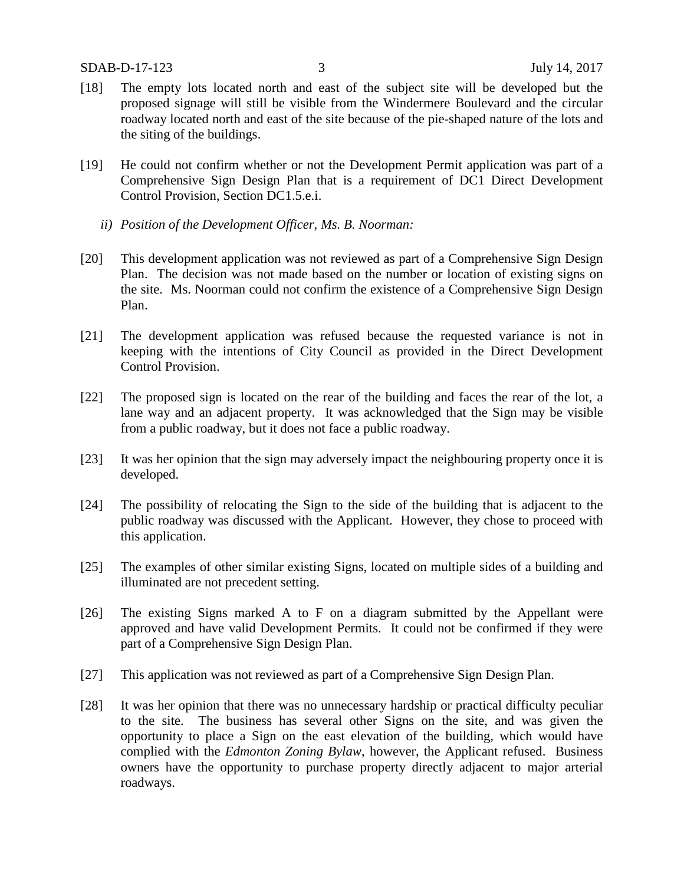[18] The empty lots located north and east of the subject site will be developed but the proposed signage will still be visible from the Windermere Boulevard and the circular roadway located north and east of the site because of the pie-shaped nature of the lots and the siting of the buildings.

[19] He could not confirm whether or not the Development Permit application was part of a Comprehensive Sign Design Plan that is a requirement of DC1 Direct Development Control Provision, Section DC1.5.e.i.

*ii) Position of the Development Officer, Ms. B. Noorman:*

[20] This development application was not reviewed as part of a Comprehensive Sign Design Plan. The decision was not made based on the number or location of existing signs on the site. Ms. Noorman could not confirm the existence of a Comprehensive Sign Design Plan.

[21] The development application was refused because the requested variance is not in keeping with the intentions of City Council as provided in the Direct Development Control Provision.

[22] The proposed sign is located on the rear of the building and faces the rear of the lot, a lane way and an adjacent property. It was acknowledged that the Sign may be visible from a public roadway, but it does not face a public roadway.

[23] It was her opinion that the sign may adversely impact the neighbouring property once it is developed.

[24] The possibility of relocating the Sign to the side of the building that is adjacent to the public roadway was discussed with the Applicant. However, they chose to proceed with this application.

[25] The examples of other similar existing Signs, located on multiple sides of a building and illuminated are not precedent setting.

[26] The existing Signs marked A to F on a diagram submitted by the Appellant were approved and have valid Development Permits. It could not be confirmed if they were part of a Comprehensive Sign Design Plan.

[27] This application was not reviewed as part of a Comprehensive Sign Design Plan.

[28] It was her opinion that there was no unnecessary hardship or practical difficulty peculiar to the site. The business has several other Signs on the site, and was given the opportunity to place a Sign on the east elevation of the building, which would have complied with the *Edmonton Zoning Bylaw*, however, the Applicant refused. Business owners have the opportunity to purchase property directly adjacent to major arterial roadways.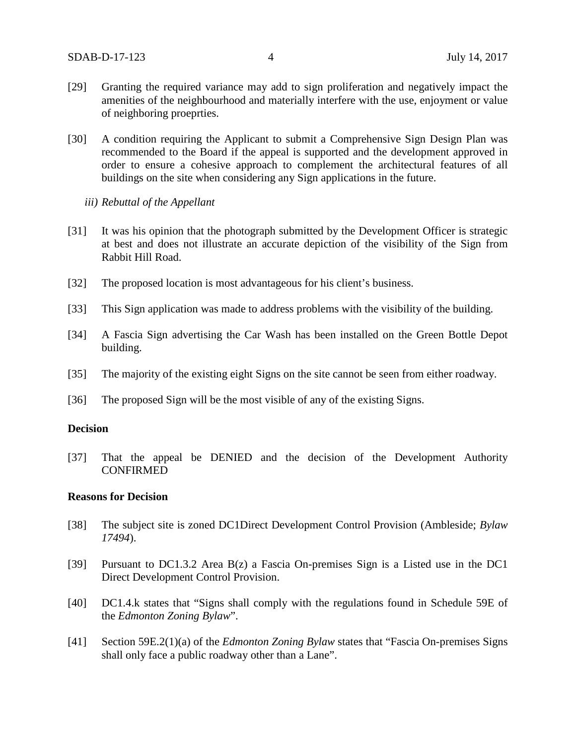[29] Granting the required variance may add to sign proliferation and negatively impact the amenities of the neighbourhood and materially interfere with the use, enjoyment or value of neighboring proeprties.

[30] A condition requiring the Applicant to submit a Comprehensive Sign Design Plan was recommended to the Board if the appeal is supported and the development approved in order to ensure a cohesive approach to complement the architectural features of all buildings on the site when considering any Sign applications in the future.

*iii) Rebuttal of the Appellant*

[31] It was his opinion that the photograph submitted by the Development Officer is strategic at best and does not illustrate an accurate depiction of the visibility of the Sign from Rabbit Hill Road.

[32] The proposed location is most advantageous for his client's business.

[33] This Sign application was made to address problems with the visibility of the building.

[34] A Fascia Sign advertising the Car Wash has been installed on the Green Bottle Depot building.

[35] The majority of the existing eight Signs on the site cannot be seen from either roadway.

[36] The proposed Sign will be the most visible of any of the existing Signs.

**Decision**

[37] That the appeal be DENIED and the decision of the Development Authority CONFIRMED

**Reasons for Decision**

[38] The subject site is zoned DC1Direct Development Control Provision (Ambleside; *Bylaw 17494*).

[39] Pursuant to DC1.3.2 Area B(z) a Fascia On-premises Sign is a Listed use in the DC1 Direct Development Control Provision.

[40] DC1.4.k states that "Signs shall comply with the regulations found in Schedule 59E of the *Edmonton Zoning Bylaw*".

[41] Section 59E.2(1)(a) of the *Edmonton Zoning Bylaw* states that "Fascia On-premises Signs shall only face a public roadway other than a Lane".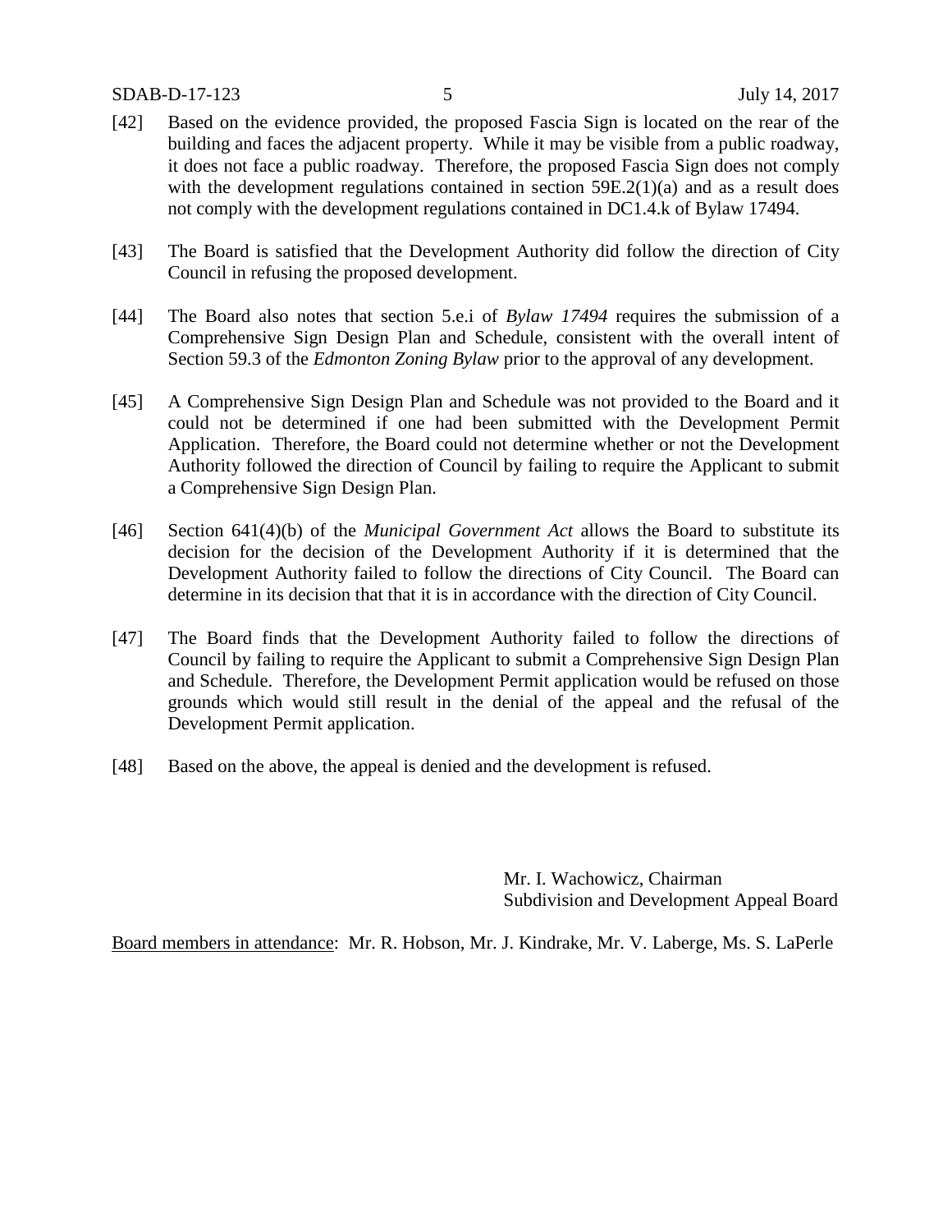[42] Based on the evidence provided, the proposed Fascia Sign is located on the rear of the building and faces the adjacent property. While it may be visible from a public roadway, it does not face a public roadway. Therefore, the proposed Fascia Sign does not comply with the development regulations contained in section 59E.2(1)(a) and as a result does not comply with the development regulations contained in DC1.4.k of Bylaw 17494.

[43] The Board is satisfied that the Development Authority did follow the direction of City Council in refusing the proposed development.

[44] The Board also notes that section 5.e.i of *Bylaw 17494* requires the submission of a Comprehensive Sign Design Plan and Schedule, consistent with the overall intent of Section 59.3 of the *Edmonton Zoning Bylaw* prior to the approval of any development.

[45] A Comprehensive Sign Design Plan and Schedule was not provided to the Board and it could not be determined if one had been submitted with the Development Permit Application. Therefore, the Board could not determine whether or not the Development Authority followed the direction of Council by failing to require the Applicant to submit a Comprehensive Sign Design Plan.

[46] Section 641(4)(b) of the *Municipal Government Act* allows the Board to substitute its decision for the decision of the Development Authority if it is determined that the Development Authority failed to follow the directions of City Council. The Board can determine in its decision that that it is in accordance with the direction of City Council.

[47] The Board finds that the Development Authority failed to follow the directions of Council by failing to require the Applicant to submit a Comprehensive Sign Design Plan and Schedule. Therefore, the Development Permit application would be refused on those grounds which would still result in the denial of the appeal and the refusal of the Development Permit application.

[48] Based on the above, the appeal is denied and the development is refused.

Mr. I. Wachowicz, Chairman
Subdivision and Development Appeal Board

Board members in attendance: Mr. R. Hobson, Mr. J. Kindrake, Mr. V. Laberge, Ms. S. LaPerle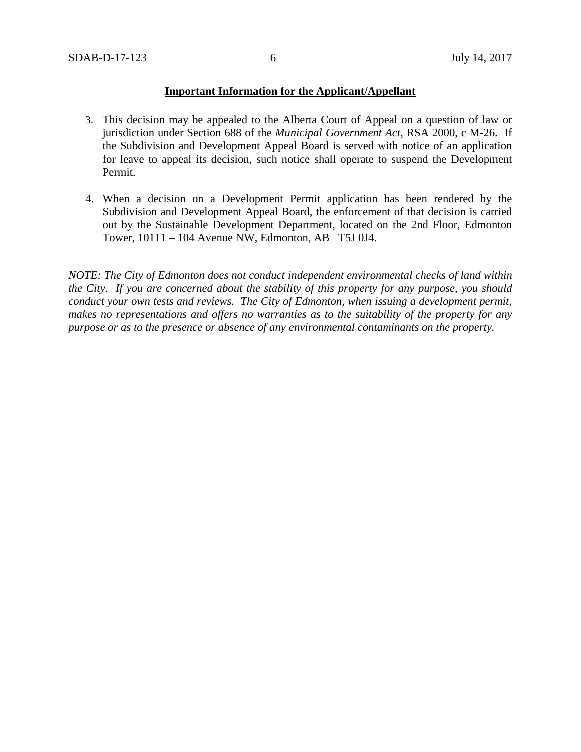**Important Information for the Applicant/Appellant**

3. This decision may be appealed to the Alberta Court of Appeal on a question of law or jurisdiction under Section 688 of the *Municipal Government Act*, RSA 2000, c M-26. If the Subdivision and Development Appeal Board is served with notice of an application for leave to appeal its decision, such notice shall operate to suspend the Development Permit.

4. When a decision on a Development Permit application has been rendered by the Subdivision and Development Appeal Board, the enforcement of that decision is carried out by the Sustainable Development Department, located on the 2nd Floor, Edmonton Tower, 10111 – 104 Avenue NW, Edmonton, AB T5J 0J4.

*NOTE: The City of Edmonton does not conduct independent environmental checks of land within the City. If you are concerned about the stability of this property for any purpose, you should conduct your own tests and reviews. The City of Edmonton, when issuing a development permit, makes no representations and offers no warranties as to the suitability of the property for any purpose or as to the presence or absence of any environmental contaminants on the property.*